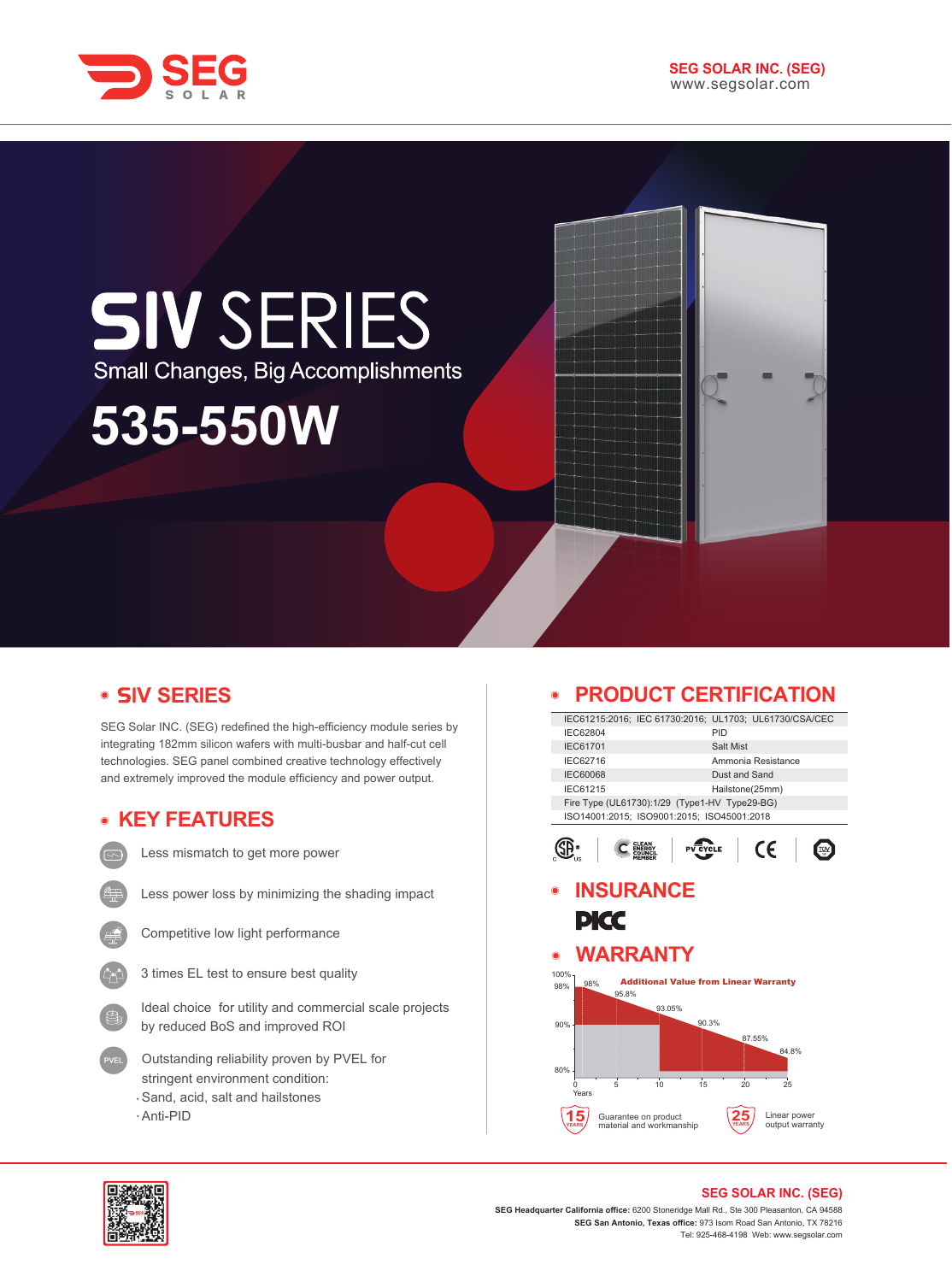SEG SOLAR INC. (SEG)
www.segsolar.com

# SIV SERIES

Small Changes, Big Accomplishments

# 535-550W

## SIV SERIES

SEG Solar INC. (SEG) redefined the high-efficiency module series by integrating 182mm silicon wafers with multi-busbar and half-cut cell technologies. SEG panel combined creative technology effectively and extremely improved the module efficiency and power output.

## KEY FEATURES

- Less mismatch to get more power
- Less power loss by minimizing the shading impact
- Competitive low light performance
- 3 times EL test to ensure best quality
- Ideal choice for utility and commercial scale projects by reduced BoS and improved ROI
- Outstanding reliability proven by PVEL for stringent environment condition:
  - Sand, acid, salt and hailstones
  - Anti-PID

## PRODUCT CERTIFICATION

| IEC61215:2016; IEC 61730:2016; UL1703; UL61730/CSA/CEC | |
|---|---|
| IEC62804 | PID |
| IEC61701 | Salt Mist |
| IEC62716 | Ammonia Resistance |
| IEC60068 | Dust and Sand |
| IEC61215 | Hailstone(25mm) |
| Fire Type (UL61730):1/29 (Type1-HV Type29-BG) | |
| ISO14001:2015; ISO9001:2015; ISO45001:2018 | |

## INSURANCE

PICC

## WARRANTY

Additional Value from Linear Warranty

| Years | 0 | 1 | 10 | 20 | 25 |
|---|---|---|---|---|---|
| Power | 100% | 98% | 93.05% | 87.55% | 84.8% |

Intermediate values shown: 95.8%, 90.3%

15 YEARS Guarantee on product material and workmanship

25 YEARS Linear power output warranty

SEG SOLAR INC. (SEG)

**SEG Headquarter California office:** 6200 Stoneridge Mall Rd., Ste 300 Pleasanton, CA 94588
**SEG San Antonio, Texas office:** 973 Isom Road San Antonio, TX 78216
Tel: 925-468-4198 Web: www.segsolar.com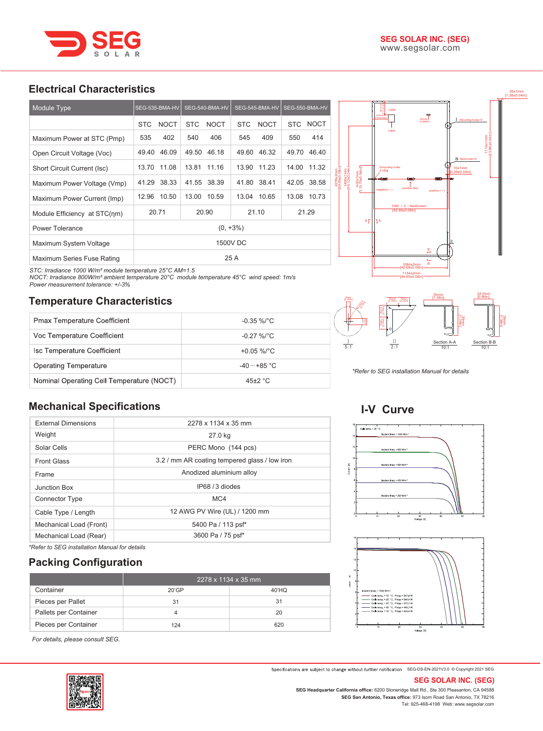## Electrical Characteristics

| Module Type | SEG-535-BMA-HV | | SEG-540-BMA-HV | | SEG-545-BMA-HV | | SEG-550-BMA-HV | |
|---|---|---|---|---|---|---|---|---|
| | STC | NOCT | STC | NOCT | STC | NOCT | STC | NOCT |
| Maximum Power at STC (Pmp) | 535 | 402 | 540 | 406 | 545 | 409 | 550 | 414 |
| Open Circuit Voltage (Voc) | 49.40 | 46.09 | 49.50 | 46.18 | 49.60 | 46.32 | 49.70 | 46.40 |
| Short Circuit Current (Isc) | 13.70 | 11.08 | 13.81 | 11.16 | 13.90 | 11.23 | 14.00 | 11.32 |
| Maximum Power Voltage (Vmp) | 41.29 | 38.33 | 41.55 | 38.39 | 41.80 | 38.41 | 42.05 | 38.58 |
| Maximum Power Current (Imp) | 12.96 | 10.50 | 13.00 | 10.59 | 13.04 | 10.65 | 13.08 | 10.73 |
| Module Efficiency at STC(ηm) | 20.71 | | 20.90 | | 21.10 | | 21.29 | |
| Power Tolerance | (0, +3%) | | | | | | | |
| Maximum System Voltage | 1500V DC | | | | | | | |
| Maximum Series Fuse Rating | 25 A | | | | | | | |

*STC: Irradiance 1000 W/m² module temperature 25°C AM=1.5*
*NOCT: Irradiance 800W/m² ambient temperature 20°C module temperature 45°C wind speed: 1m/s*
*Power measurement tolerance: +/-3%*

35±1mm [1.38±0.04in]
Label
Mounting holes×4
1114±1mm [43.86±0.04in]
Nextracker×4
10±1mm [0.39±0.04in]
Grounding holes 2-Ø4
2278±2mm [89.69±0.08in]
1400±1mm [55.12±0.04in]
400±1mm [15.75±0.04in]
negative (-)
Junction Box
positive (+)
1092±2 (Nextracker) [42.99±0.08in]
1084±2mm [42.68±0.08in]
1134±2mm [44.65±0.08in]
Section A-A 10:1
Section B-B 10:1
35mm [1.38in]
24.5mm [0.96in]

*Refer to SEG installation Manual for details

## Temperature Characteristics

| | |
|---|---|
| Pmax Temperature Coefficient | -0.35 %/°C |
| Voc Temperature Coefficient | -0.27 %/°C |
| Isc Temperature Coefficient | +0.05 %/°C |
| Operating Temperature | -40 ~ +85 °C |
| Nominal Operating Cell Temperature (NOCT) | 45±2 °C |

## Mechanical Specifications

| | |
|---|---|
| External Dimensions | 2278 x 1134 x 35 mm |
| Weight | 27.0 kg |
| Solar Cells | PERC Mono (144 pcs) |
| Front Glass | 3.2 / mm AR coating tempered glass / low iron |
| Frame | Anodized aluminium alloy |
| Junction Box | IP68 / 3 diodes |
| Connector Type | MC4 |
| Cable Type / Length | 12 AWG PV Wire (UL) / 1200 mm |
| Mechanical Load (Front) | 5400 Pa / 113 psf* |
| Mechanical Load (Rear) | 3600 Pa / 75 psf* |

*Refer to SEG installation Manual for details

## I-V Curve

Cells temp. = 25 °C
Incident Irrad. = 1000 W/m²
Incident Irrad. = 800 W/m²
Incident Irrad. = 600 W/m²
Incident Irrad. = 400 W/m²
Incident Irrad. = 200 W/m²
Current [A]
Voltage [V]

Incident Irrad. = 1000 W/m²
Cells temp. = 10 °C
Cells temp. = 25 °C
Cells temp. = 40 °C
Cells temp. = 55 °C
Cells temp. = 70 °C
Current [A]
Voltage [V]

## Packing Configuration

| | 2278 x 1134 x 35 mm | |
|---|---|---|
| Container | 20'GP | 40'HQ |
| Pieces per Pallet | 31 | 31 |
| Pallets per Container | 4 | 20 |
| Pieces per Container | 124 | 620 |

*For details, please consult SEG.*

Specifications are subject to change without further notification SEG-DS-EN-2021V3.0 © Copyright 2021 SEG

**SEG SOLAR INC. (SEG)**

**SEG Headquarter California office:** 6200 Stoneridge Mall Rd., Ste 300 Pleasanton, CA 94588
**SEG San Antonio, Texas office:** 973 Isom Road San Antonio, TX 78216
Tel: 925-468-4198 Web: www.segsolar.com